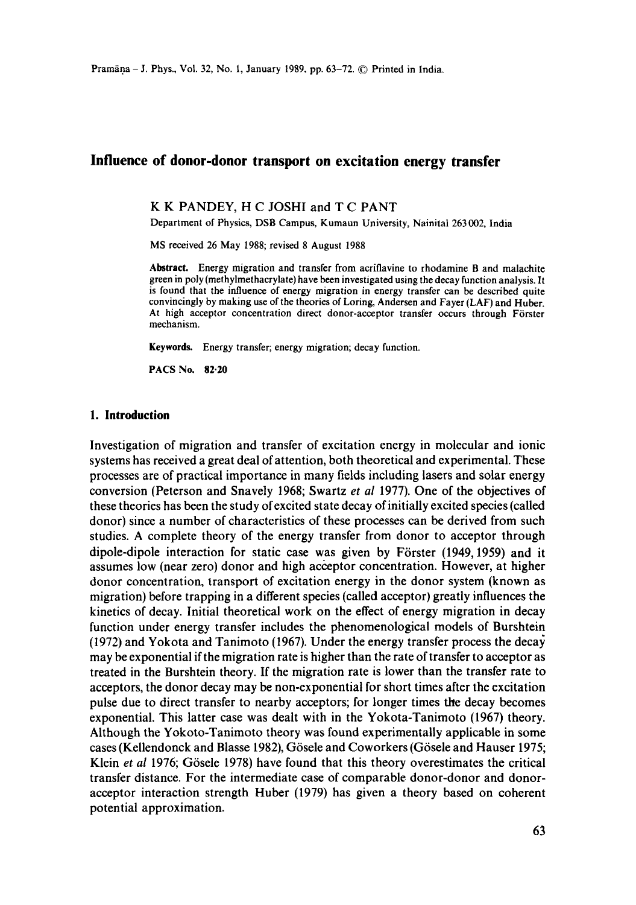# Influence of donor-donor transport on excitation energy transfer

K K PANDEY, H C JOSHI and T C PANT

Department of Physics, DSB Campus, Kumaun University, Nainital 263 002, India

MS received 26 May 1988; revised 8 August 1988

**Abstract.** Energy migration and transfer from acriflavine to rhodamine B and malachite green in poly (methylmethacrylate) have been investigated using the decay function analysis. It is found that the influence of energy migration in energy transfer can be described quite convincingly by making use of the theories of Loring, Andersen and Fayer (LAF) and Huber. At high acceptor concentration direct donor-acceptor transfer occurs through Förster mechanism.

**Keywords.** Energy transfer; energy migration; decay function.

**PACS No. 82·20**

## 1. Introduction

Investigation of migration and transfer of excitation energy in molecular and ionic systems has received a great deal of attention, both theoretical and experimental. These processes are of practical importance in many fields including lasers and solar energy conversion (Peterson and Snavely 1968; Swartz *et al* 1977). One of the objectives of these theories has been the study of excited state decay of initially excited species (called donor) since a number of characteristics of these processes can be derived from such studies. A complete theory of the energy transfer from donor to acceptor through dipole-dipole interaction for static case was given by Förster (1949, 1959) and it assumes low (near zero) donor and high acceptor concentration. However, at higher donor concentration, transport of excitation energy in the donor system (known as migration) before trapping in a different species (called acceptor) greatly influences the kinetics of decay. Initial theoretical work on the effect of energy migration in decay function under energy transfer includes the phenomenological models of Burshtein (1972) and Yokota and Tanimoto (1967). Under the energy transfer process the decay may be exponential if the migration rate is higher than the rate of transfer to acceptor as treated in the Burshtein theory. If the migration rate is lower than the transfer rate to acceptors, the donor decay may be non-exponential for short times after the excitation pulse due to direct transfer to nearby acceptors; for longer times the decay becomes exponential. This latter case was dealt with in the Yokota-Tanimoto (1967) theory. Although the Yokoto-Tanimoto theory was found experimentally applicable in some cases (Kellendonck and Blasse 1982), Gösele and Coworkers (Gösele and Hauser 1975; Klein *et al* 1976; Gösele 1978) have found that this theory overestimates the critical transfer distance. For the intermediate case of comparable donor-donor and donor-acceptor interaction strength Huber (1979) has given a theory based on coherent potential approximation.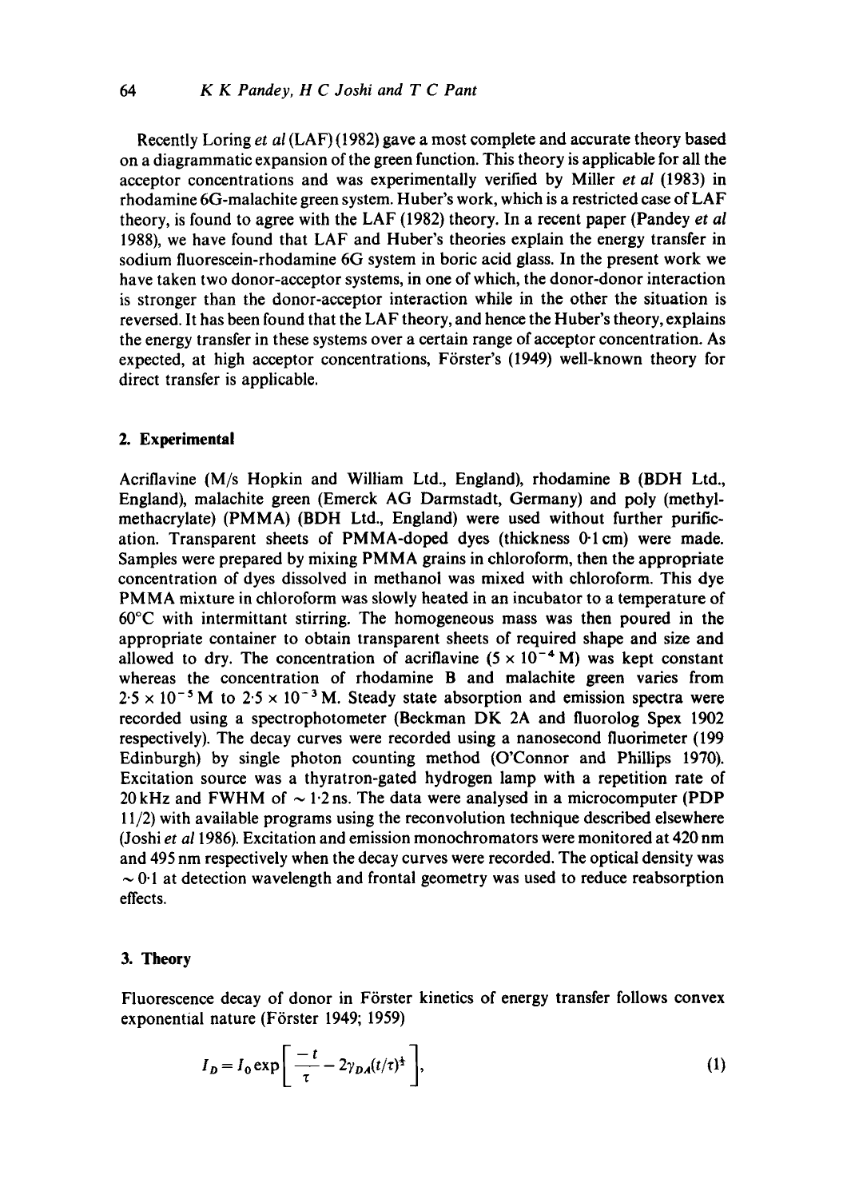Recently Loring *et al* (LAF) (1982) gave a most complete and accurate theory based on a diagrammatic expansion of the green function. This theory is applicable for all the acceptor concentrations and was experimentally verified by Miller *et al* (1983) in rhodamine 6G-malachite green system. Huber's work, which is a restricted case of LAF theory, is found to agree with the LAF (1982) theory. In a recent paper (Pandey *et al* 1988), we have found that LAF and Huber's theories explain the energy transfer in sodium fluorescein-rhodamine 6G system in boric acid glass. In the present work we have taken two donor-acceptor systems, in one of which, the donor-donor interaction is stronger than the donor-acceptor interaction while in the other the situation is reversed. It has been found that the LAF theory, and hence the Huber's theory, explains the energy transfer in these systems over a certain range of acceptor concentration. As expected, at high acceptor concentrations, Förster's (1949) well-known theory for direct transfer is applicable.

## 2. Experimental

Acriflavine (M/s Hopkin and William Ltd., England), rhodamine B (BDH Ltd., England), malachite green (Emerck AG Darmstadt, Germany) and poly (methylmethacrylate) (PMMA) (BDH Ltd., England) were used without further purification. Transparent sheets of PMMA-doped dyes (thickness 0·1 cm) were made. Samples were prepared by mixing PMMA grains in chloroform, then the appropriate concentration of dyes dissolved in methanol was mixed with chloroform. This dye PMMA mixture in chloroform was slowly heated in an incubator to a temperature of 60°C with intermittant stirring. The homogeneous mass was then poured in the appropriate container to obtain transparent sheets of required shape and size and allowed to dry. The concentration of acriflavine ($5 \times 10^{-4}$ M) was kept constant whereas the concentration of rhodamine B and malachite green varies from $2{\cdot}5 \times 10^{-5}$ M to $2{\cdot}5 \times 10^{-3}$ M. Steady state absorption and emission spectra were recorded using a spectrophotometer (Beckman DK 2A and fluorolog Spex 1902 respectively). The decay curves were recorded using a nanosecond fluorimeter (199 Edinburgh) by single photon counting method (O'Connor and Phillips 1970). Excitation source was a thyratron-gated hydrogen lamp with a repetition rate of 20 kHz and FWHM of ~ 1·2 ns. The data were analysed in a microcomputer (PDP 11/2) with available programs using the reconvolution technique described elsewhere (Joshi *et al* 1986). Excitation and emission monochromators were monitored at 420 nm and 495 nm respectively when the decay curves were recorded. The optical density was ~ 0·1 at detection wavelength and frontal geometry was used to reduce reabsorption effects.

## 3. Theory

Fluorescence decay of donor in Förster kinetics of energy transfer follows convex exponential nature (Förster 1949; 1959)

$$I_D = I_0 \exp\left[\frac{-t}{\tau} - 2\gamma_{DA}(t/\tau)^{\frac{1}{2}}\right], \tag{1}$$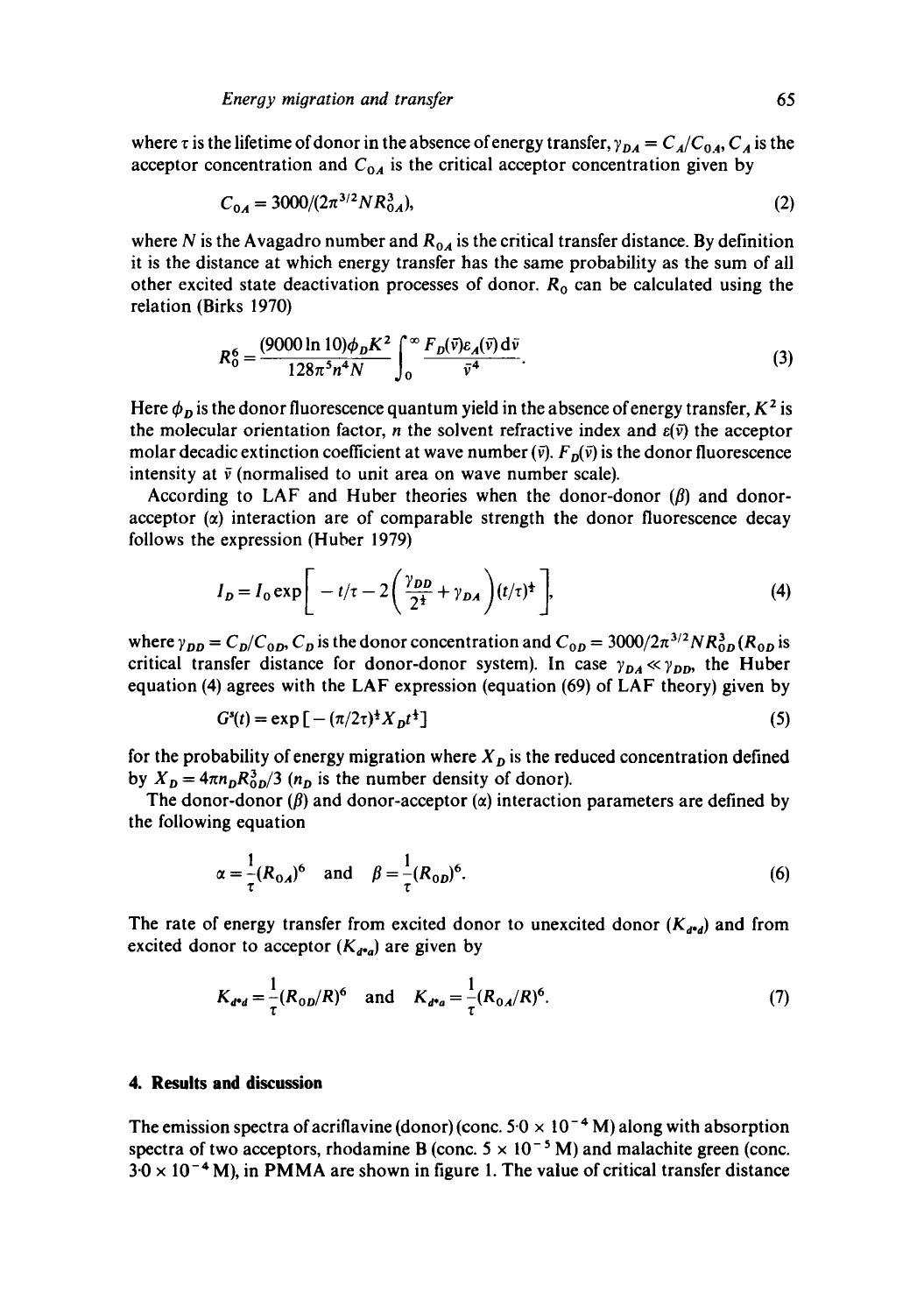where $\tau$ is the lifetime of donor in the absence of energy transfer, $\gamma_{DA} = C_A/C_{0A}$, $C_A$ is the acceptor concentration and $C_{0A}$ is the critical acceptor concentration given by

$$C_{0A} = 3000/(2\pi^{3/2} N R_{0A}^3), \tag{2}$$

where $N$ is the Avagadro number and $R_{0A}$ is the critical transfer distance. By definition it is the distance at which energy transfer has the same probability as the sum of all other excited state deactivation processes of donor. $R_0$ can be calculated using the relation (Birks 1970)

$$R_0^6 = \frac{(9000 \ln 10)\phi_D K^2}{128\pi^5 n^4 N} \int_0^\infty \frac{F_D(\bar{v})\varepsilon_A(\bar{v})\,\mathrm{d}\bar{v}}{\bar{v}^4}. \tag{3}$$

Here $\phi_D$ is the donor fluorescence quantum yield in the absence of energy transfer, $K^2$ is the molecular orientation factor, $n$ the solvent refractive index and $\varepsilon(\bar{v})$ the acceptor molar decadic extinction coefficient at wave number $(\bar{v})$. $F_D(\bar{v})$ is the donor fluorescence intensity at $\bar{v}$ (normalised to unit area on wave number scale).

According to LAF and Huber theories when the donor-donor ($\beta$) and donor-acceptor ($\alpha$) interaction are of comparable strength the donor fluorescence decay follows the expression (Huber 1979)

$$I_D = I_0 \exp\left[ -t/\tau - 2\left(\frac{\gamma_{DD}}{2^{\frac{1}{2}}} + \gamma_{DA}\right)(t/\tau)^{\frac{1}{2}} \right], \tag{4}$$

where $\gamma_{DD} = C_D/C_{0D}$, $C_D$ is the donor concentration and $C_{0D} = 3000/2\pi^{3/2} N R_{0D}^3$ ($R_{0D}$ is critical transfer distance for donor-donor system). In case $\gamma_{DA} \ll \gamma_{DD}$, the Huber equation (4) agrees with the LAF expression (equation (69) of LAF theory) given by

$$G^s(t) = \exp\left[-(\pi/2\tau)^{\frac{1}{2}} X_D t^{\frac{1}{2}}\right] \tag{5}$$

for the probability of energy migration where $X_D$ is the reduced concentration defined by $X_D = 4\pi n_D R_{0D}^3/3$ ($n_D$ is the number density of donor).

The donor-donor ($\beta$) and donor-acceptor ($\alpha$) interaction parameters are defined by the following equation

$$\alpha = \frac{1}{\tau}(R_{0A})^6 \quad \text{and} \quad \beta = \frac{1}{\tau}(R_{0D})^6. \tag{6}$$

The rate of energy transfer from excited donor to unexcited donor ($K_{d^*d}$) and from excited donor to acceptor ($K_{d^*a}$) are given by

$$K_{d^*d} = \frac{1}{\tau}(R_{0D}/R)^6 \quad \text{and} \quad K_{d^*a} = \frac{1}{\tau}(R_{0A}/R)^6. \tag{7}$$

## 4. Results and discussion

The emission spectra of acriflavine (donor) (conc. $5 \cdot 0 \times 10^{-4}$ M) along with absorption spectra of two acceptors, rhodamine B (conc. $5 \times 10^{-5}$ M) and malachite green (conc. $3 \cdot 0 \times 10^{-4}$ M), in PMMA are shown in figure 1. The value of critical transfer distance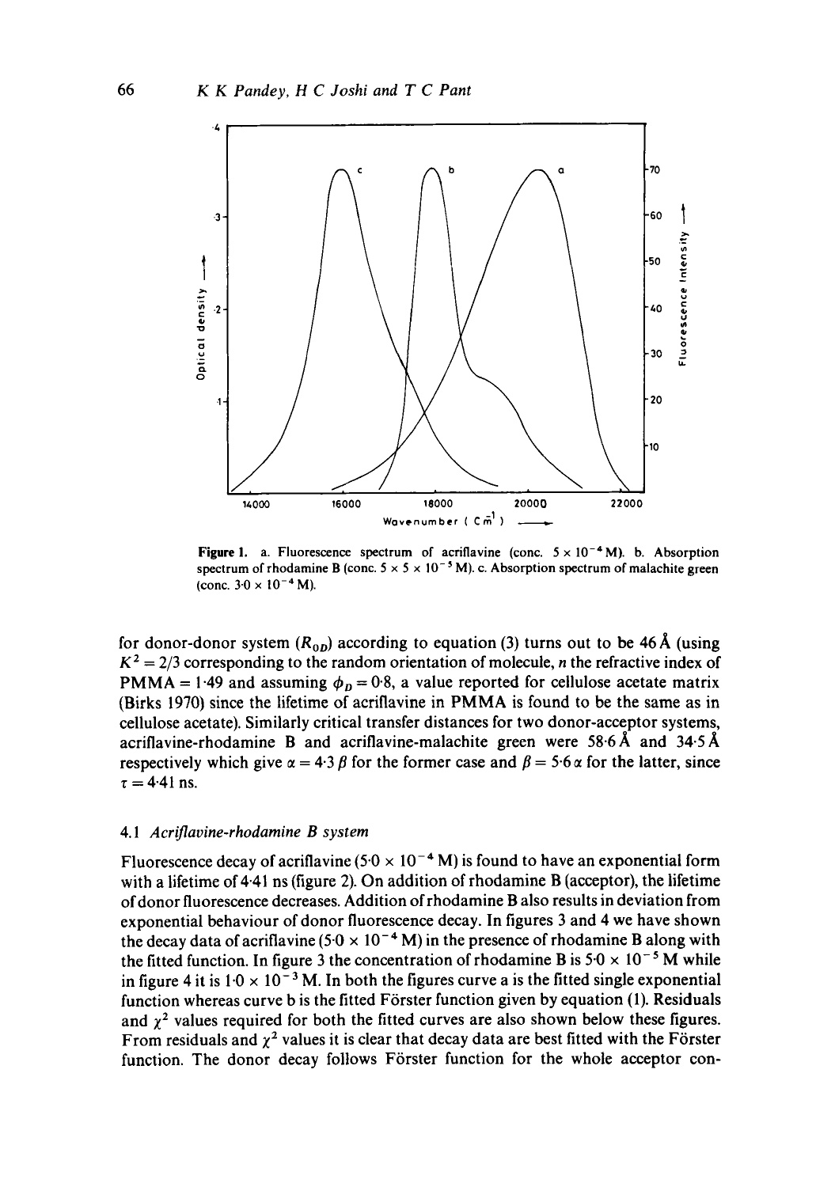**Figure 1.** a. Fluorescence spectrum of acriflavine (conc. $5 \times 10^{-4}$ M). b. Absorption spectrum of rhodamine B (conc. $5 \times 5 \times 10^{-5}$ M). c. Absorption spectrum of malachite green (conc. $3{\cdot}0 \times 10^{-4}$ M).

for donor-donor system ($R_{0D}$) according to equation (3) turns out to be 46 Å (using $K^2 = 2/3$ corresponding to the random orientation of molecule, $n$ the refractive index of PMMA = 1·49 and assuming $\phi_D = 0{\cdot}8$, a value reported for cellulose acetate matrix (Birks 1970) since the lifetime of acriflavine in PMMA is found to be the same as in cellulose acetate). Similarly critical transfer distances for two donor-acceptor systems, acriflavine-rhodamine B and acriflavine-malachite green were 58·6 Å and 34·5 Å respectively which give $\alpha = 4{\cdot}3\,\beta$ for the former case and $\beta = 5{\cdot}6\,\alpha$ for the latter, since $\tau = 4{\cdot}41$ ns.

### 4.1 *Acriflavine-rhodamine B system*

Fluorescence decay of acriflavine ($5{\cdot}0 \times 10^{-4}$ M) is found to have an exponential form with a lifetime of 4·41 ns (figure 2). On addition of rhodamine B (acceptor), the lifetime of donor fluorescence decreases. Addition of rhodamine B also results in deviation from exponential behaviour of donor fluorescence decay. In figures 3 and 4 we have shown the decay data of acriflavine ($5{\cdot}0 \times 10^{-4}$ M) in the presence of rhodamine B along with the fitted function. In figure 3 the concentration of rhodamine B is $5{\cdot}0 \times 10^{-5}$ M while in figure 4 it is $1{\cdot}0 \times 10^{-3}$ M. In both the figures curve a is the fitted single exponential function whereas curve b is the fitted Förster function given by equation (1). Residuals and $\chi^2$ values required for both the fitted curves are also shown below these figures. From residuals and $\chi^2$ values it is clear that decay data are best fitted with the Förster function. The donor decay follows Förster function for the whole acceptor con-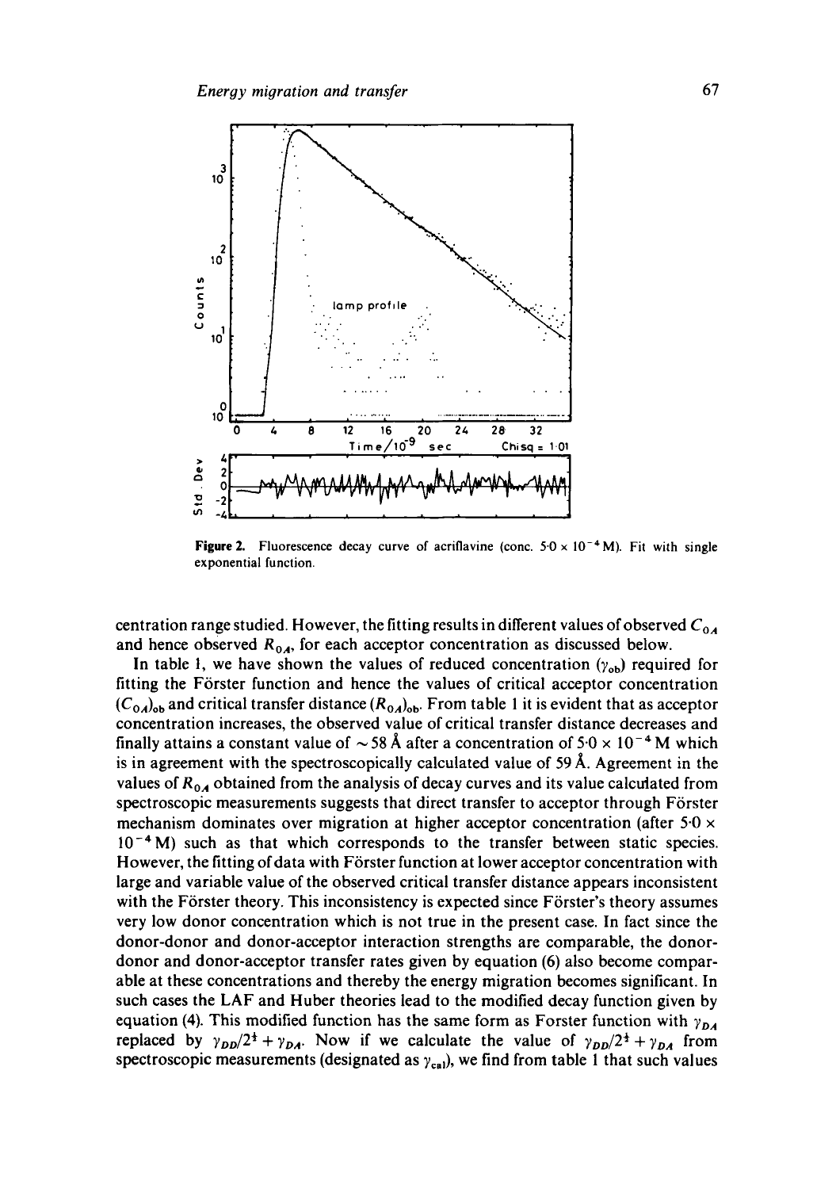Figure 2. Fluorescence decay curve of acriflavine (conc. $5{\cdot}0 \times 10^{-4}$ M). Fit with single exponential function.

centration range studied. However, the fitting results in different values of observed $C_{0A}$ and hence observed $R_{0A}$, for each acceptor concentration as discussed below.

In table 1, we have shown the values of reduced concentration ($\gamma_{ob}$) required for fitting the Förster function and hence the values of critical acceptor concentration $(C_{0A})_{ob}$ and critical transfer distance $(R_{0A})_{ob}$. From table 1 it is evident that as acceptor concentration increases, the observed value of critical transfer distance decreases and finally attains a constant value of $\sim 58$ Å after a concentration of $5{\cdot}0 \times 10^{-4}$ M which is in agreement with the spectroscopically calculated value of 59 Å. Agreement in the values of $R_{0A}$ obtained from the analysis of decay curves and its value calculated from spectroscopic measurements suggests that direct transfer to acceptor through Förster mechanism dominates over migration at higher acceptor concentration (after $5{\cdot}0 \times 10^{-4}$ M) such as that which corresponds to the transfer between static species. However, the fitting of data with Förster function at lower acceptor concentration with large and variable value of the observed critical transfer distance appears inconsistent with the Förster theory. This inconsistency is expected since Förster's theory assumes very low donor concentration which is not true in the present case. In fact since the donor-donor and donor-acceptor interaction strengths are comparable, the donor-donor and donor-acceptor transfer rates given by equation (6) also become comparable at these concentrations and thereby the energy migration becomes significant. In such cases the LAF and Huber theories lead to the modified decay function given by equation (4). This modified function has the same form as Forster function with $\gamma_{DA}$ replaced by $\gamma_{DD}/2^{\frac{1}{2}} + \gamma_{DA}$. Now if we calculate the value of $\gamma_{DD}/2^{\frac{1}{2}} + \gamma_{DA}$ from spectroscopic measurements (designated as $\gamma_{cal}$), we find from table 1 that such values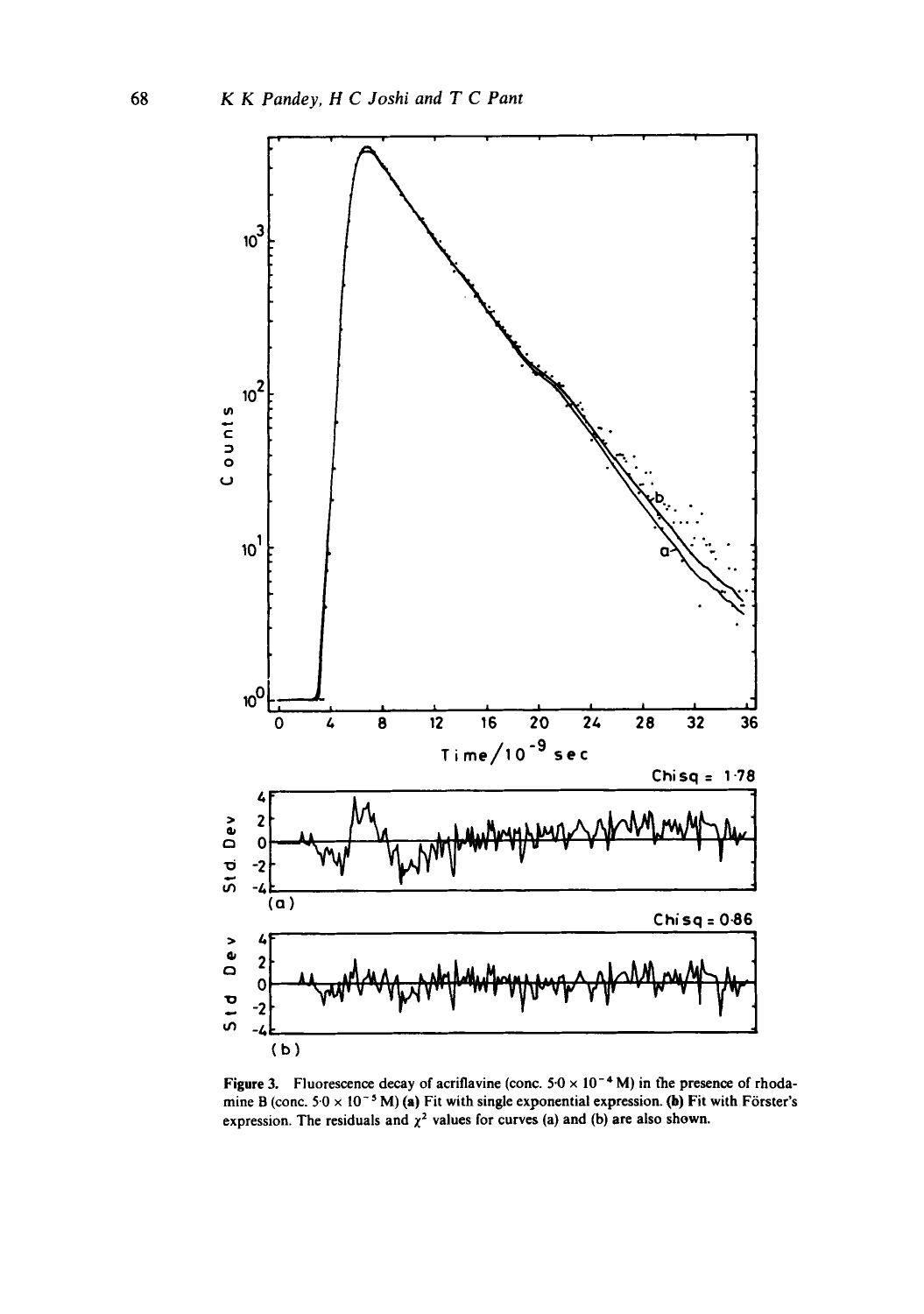Figure 3. Fluorescence decay of acriflavine (conc. $5{\cdot}0 \times 10^{-4}$ M) in the presence of rhodamine B (conc. $5{\cdot}0 \times 10^{-5}$ M) **(a)** Fit with single exponential expression. **(b)** Fit with Förster's expression. The residuals and $\chi^2$ values for curves (a) and (b) are also shown.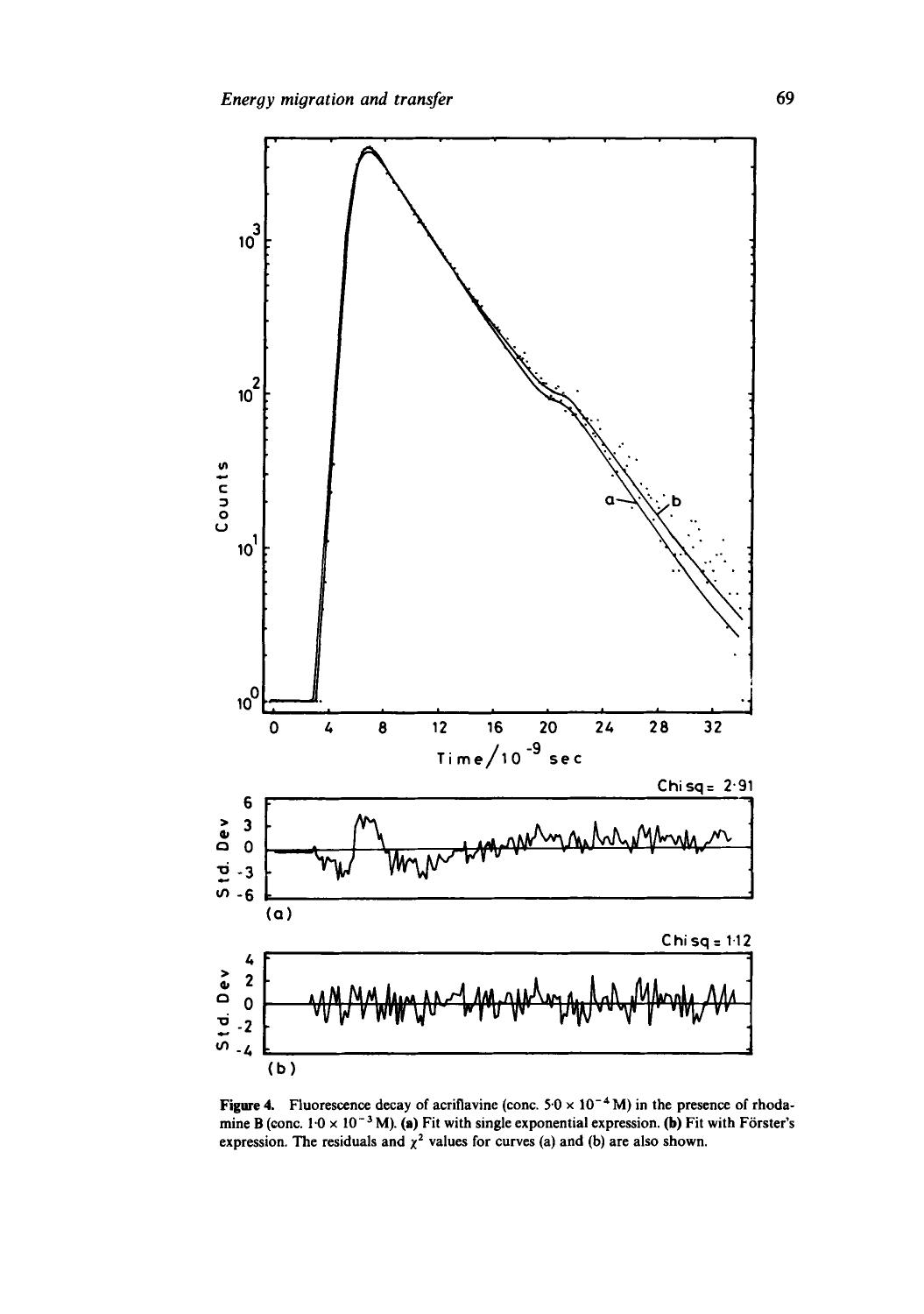**Figure 4.** Fluorescence decay of acriflavine (conc. $5{\cdot}0 \times 10^{-4}$ M) in the presence of rhodamine B (conc. $1{\cdot}0 \times 10^{-3}$ M). **(a)** Fit with single exponential expression. **(b)** Fit with Förster's expression. The residuals and $\chi^2$ values for curves (a) and (b) are also shown.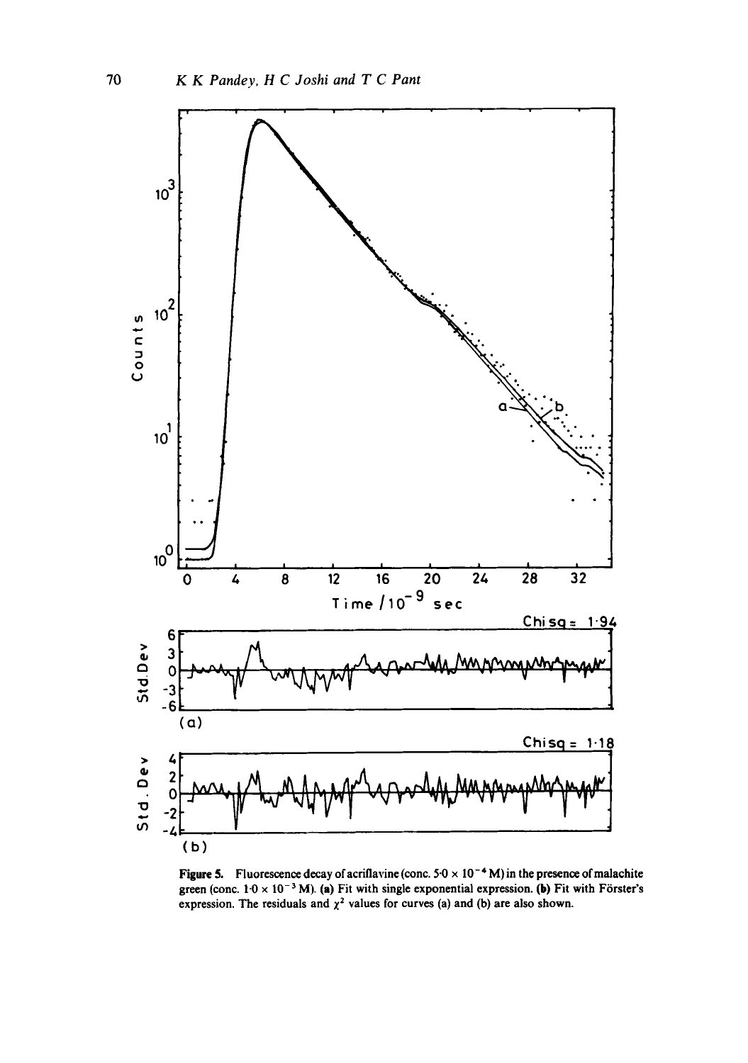**Figure 5.** Fluorescence decay of acriflavine (conc. $5{\cdot}0 \times 10^{-4}$ M) in the presence of malachite green (conc. $1{\cdot}0 \times 10^{-3}$ M). **(a)** Fit with single exponential expression. **(b)** Fit with Förster's expression. The residuals and $\chi^2$ values for curves (a) and (b) are also shown.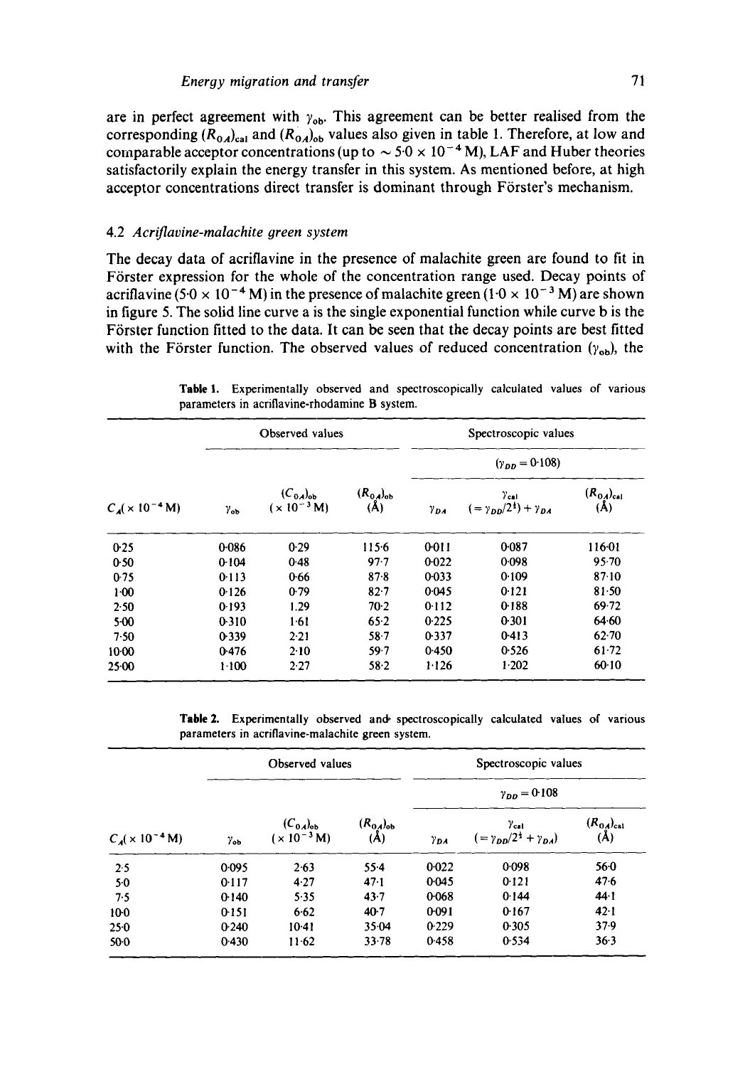are in perfect agreement with $\gamma_{ob}$. This agreement can be better realised from the corresponding $(R_{0A})_{cal}$ and $(R_{0A})_{ob}$ values also given in table 1. Therefore, at low and comparable acceptor concentrations (up to $\sim 5{\cdot}0 \times 10^{-4}$ M), LAF and Huber theories satisfactorily explain the energy transfer in this system. As mentioned before, at high acceptor concentrations direct transfer is dominant through Förster's mechanism.

### 4.2 *Acriflavine-malachite green system*

The decay data of acriflavine in the presence of malachite green are found to fit in Förster expression for the whole of the concentration range used. Decay points of acriflavine ($5{\cdot}0 \times 10^{-4}$ M) in the presence of malachite green ($1{\cdot}0 \times 10^{-3}$ M) are shown in figure 5. The solid line curve a is the single exponential function while curve b is the Förster function fitted to the data. It can be seen that the decay points are best fitted with the Förster function. The observed values of reduced concentration ($\gamma_{ob}$), the

**Table 1.** Experimentally observed and spectroscopically calculated values of various parameters in acriflavine-rhodamine B system.

| | Observed values | | | Spectroscopic values | | |
|---|---|---|---|---|---|---|
| | | | | $(\gamma_{DD} = 0{\cdot}108)$ | | |
| $C_A (\times 10^{-4}$ M) | $\gamma_{ob}$ | $(C_{0A})_{ob}$ ($\times 10^{-3}$ M) | $(R_{0A})_{ob}$ (Å) | $\gamma_{DA}$ | $\gamma_{cal}$ $(= \gamma_{DD}/2^{\frac{1}{2}}) + \gamma_{DA}$ | $(R_{0A})_{cal}$ (Å) |
| 0·25 | 0·086 | 0·29 | 115·6 | 0·011 | 0·087 | 116·01 |
| 0·50 | 0·104 | 0·48 | 97·7 | 0·022 | 0·098 | 95·70 |
| 0·75 | 0·113 | 0·66 | 87·8 | 0·033 | 0·109 | 87·10 |
| 1·00 | 0·126 | 0·79 | 82·7 | 0·045 | 0·121 | 81·50 |
| 2·50 | 0·193 | 1.29 | 70·2 | 0·112 | 0·188 | 69·72 |
| 5·00 | 0·310 | 1·61 | 65·2 | 0·225 | 0·301 | 64·60 |
| 7·50 | 0·339 | 2·21 | 58·7 | 0·337 | 0·413 | 62·70 |
| 10·00 | 0·476 | 2·10 | 59·7 | 0·450 | 0·526 | 61·72 |
| 25·00 | 1·100 | 2·27 | 58·2 | 1·126 | 1·202 | 60·10 |

**Table 2.** Experimentally observed and spectroscopically calculated values of various parameters in acriflavine-malachite green system.

| | Observed values | | | Spectroscopic values | | |
|---|---|---|---|---|---|---|
| | | | | $\gamma_{DD} = 0{\cdot}108$ | | |
| $C_A (\times 10^{-4}$ M) | $\gamma_{ob}$ | $(C_{0A})_{ob}$ ($\times 10^{-3}$ M) | $(R_{0A})_{ob}$ (Å) | $\gamma_{DA}$ | $\gamma_{cal}$ $(= \gamma_{DD}/2^{\frac{1}{2}} + \gamma_{DA})$ | $(R_{0A})_{cal}$ (Å) |
| 2·5 | 0·095 | 2·63 | 55·4 | 0·022 | 0·098 | 56·0 |
| 5·0 | 0·117 | 4·27 | 47·1 | 0·045 | 0·121 | 47·6 |
| 7·5 | 0·140 | 5·35 | 43·7 | 0·068 | 0·144 | 44·1 |
| 10·0 | 0·151 | 6·62 | 40·7 | 0·091 | 0·167 | 42·1 |
| 25·0 | 0·240 | 10·41 | 35·04 | 0·229 | 0·305 | 37·9 |
| 50·0 | 0·430 | 11·62 | 33·78 | 0·458 | 0·534 | 36·3 |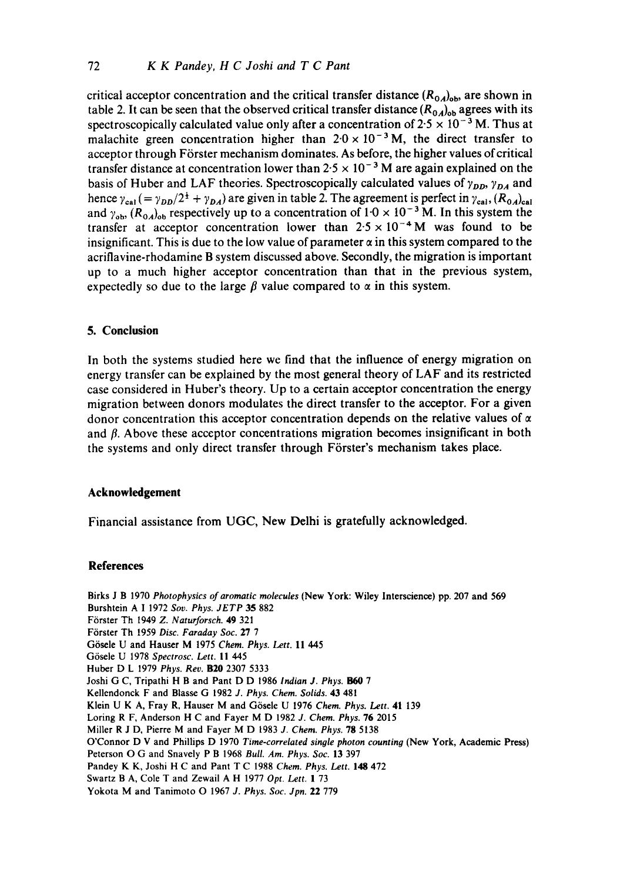critical acceptor concentration and the critical transfer distance $(R_{0A})_{ob}$, are shown in table 2. It can be seen that the observed critical transfer distance $(R_{0A})_{ob}$ agrees with its spectroscopically calculated value only after a concentration of $2\cdot5 \times 10^{-3}$ M. Thus at malachite green concentration higher than $2\cdot0 \times 10^{-3}$ M, the direct transfer to acceptor through Förster mechanism dominates. As before, the higher values of critical transfer distance at concentration lower than $2\cdot5 \times 10^{-3}$ M are again explained on the basis of Huber and LAF theories. Spectroscopically calculated values of $\gamma_{DD}$, $\gamma_{DA}$ and hence $\gamma_{cal}$ $(= \gamma_{DD}/2^{\frac{1}{2}} + \gamma_{DA})$ are given in table 2. The agreement is perfect in $\gamma_{cal}$, $(R_{0A})_{cal}$ and $\gamma_{ob}$, $(R_{0A})_{ob}$ respectively up to a concentration of $1\cdot0 \times 10^{-3}$ M. In this system the transfer at acceptor concentration lower than $2\cdot5 \times 10^{-4}$ M was found to be insignificant. This is due to the low value of parameter $\alpha$ in this system compared to the acriflavine-rhodamine B system discussed above. Secondly, the migration is important up to a much higher acceptor concentration than that in the previous system, expectedly so due to the large $\beta$ value compared to $\alpha$ in this system.

## 5. Conclusion

In both the systems studied here we find that the influence of energy migration on energy transfer can be explained by the most general theory of LAF and its restricted case considered in Huber's theory. Up to a certain acceptor concentration the energy migration between donors modulates the direct transfer to the acceptor. For a given donor concentration this acceptor concentration depends on the relative values of $\alpha$ and $\beta$. Above these acceptor concentrations migration becomes insignificant in both the systems and only direct transfer through Förster's mechanism takes place.

## Acknowledgement

Financial assistance from UGC, New Delhi is gratefully acknowledged.

## References

Birks J B 1970 *Photophysics of aromatic molecules* (New York: Wiley Interscience) pp. 207 and 569

Burshtein A I 1972 *Sov. Phys. JETP* **35** 882

Förster Th 1949 *Z. Naturforsch.* **49** 321

Förster Th 1959 *Disc. Faraday Soc.* **27** 7

Gösele U and Hauser M 1975 *Chem. Phys. Lett.* **11** 445

Gösele U 1978 *Spectrosc. Lett.* **11** 445

Huber D L 1979 *Phys. Rev.* **B20** 2307 5333

Joshi G C, Tripathi H B and Pant D D 1986 *Indian J. Phys.* **B60** 7

Kellendonck F and Blasse G 1982 *J. Phys. Chem. Solids.* **43** 481

Klein U K A, Fray R, Hauser M and Gösele U 1976 *Chem. Phys. Lett.* **41** 139

Loring R F, Anderson H C and Fayer M D 1982 *J. Chem. Phys.* **76** 2015

Miller R J D, Pierre M and Fayer M D 1983 *J. Chem. Phys.* **78** 5138

O'Connor D V and Phillips D 1970 *Time-correlated single photon counting* (New York, Academic Press)

Peterson O G and Snavely P B 1968 *Bull. Am. Phys. Soc.* **13** 397

Pandey K K, Joshi H C and Pant T C 1988 *Chem. Phys. Lett.* **148** 472

Swartz B A, Cole T and Zewail A H 1977 *Opt. Lett.* **1** 73

Yokota M and Tanimoto O 1967 *J. Phys. Soc. Jpn.* **22** 779